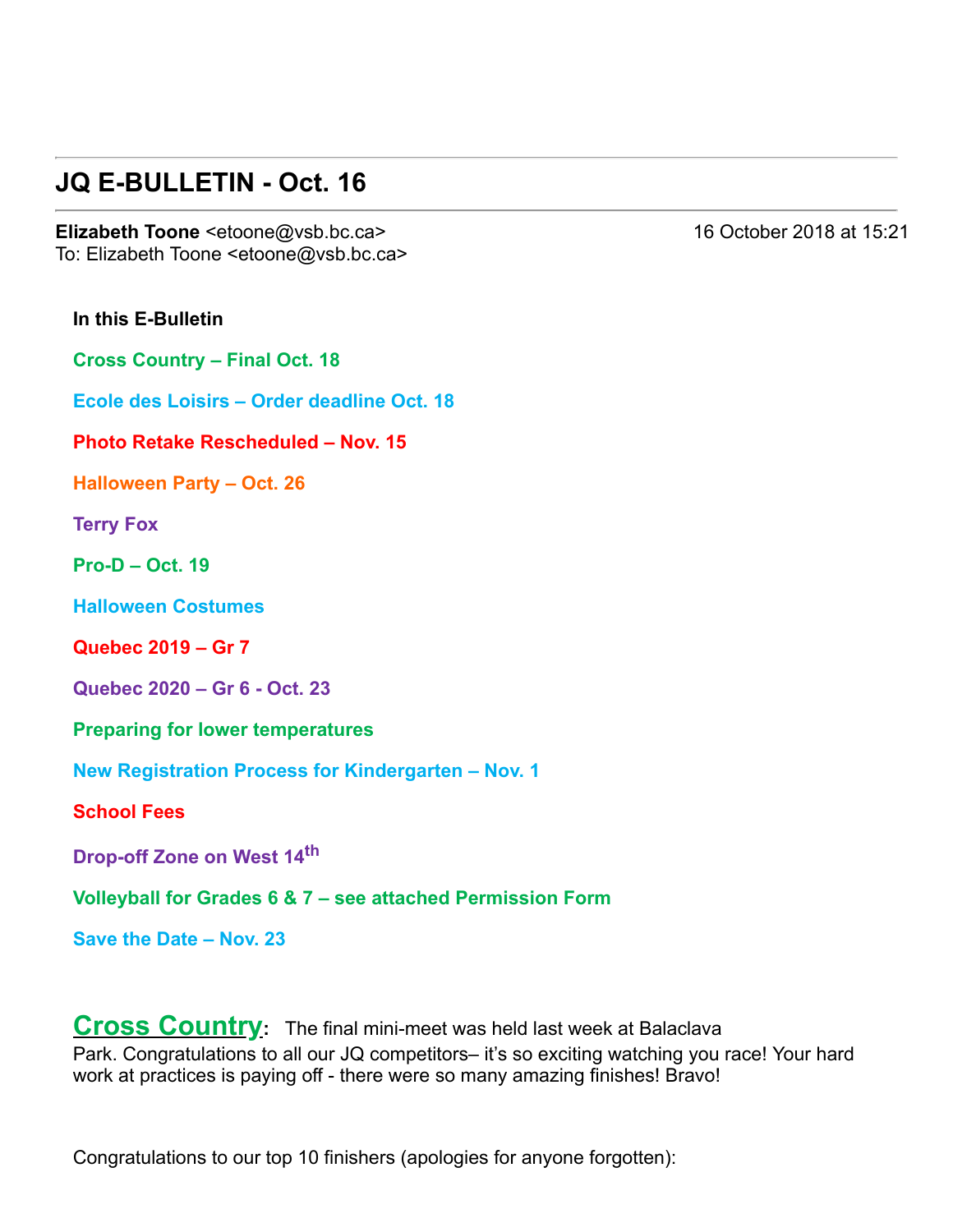# JQ E-BULLETIN - Oct. 16

**Elizabeth Toone** <etoone@vsb.bc.ca> 16 October 2018 at 15:21
To: Elizabeth Toone <etoone@vsb.bc.ca>

**In this E-Bulletin**

**Cross Country – Final Oct. 18**

**Ecole des Loisirs – Order deadline Oct. 18**

**Photo Retake Rescheduled – Nov. 15**

**Halloween Party – Oct. 26**

**Terry Fox**

**Pro-D – Oct. 19**

**Halloween Costumes**

**Quebec 2019 – Gr 7**

**Quebec 2020 – Gr 6 - Oct. 23**

**Preparing for lower temperatures**

**New Registration Process for Kindergarten – Nov. 1**

**School Fees**

**Drop-off Zone on West 14th**

**Volleyball for Grades 6 & 7 – see attached Permission Form**

**Save the Date – Nov. 23**

**Cross Country**: The final mini-meet was held last week at Balaclava Park. Congratulations to all our JQ competitors– it's so exciting watching you race! Your hard work at practices is paying off - there were so many amazing finishes! Bravo!

Congratulations to our top 10 finishers (apologies for anyone forgotten):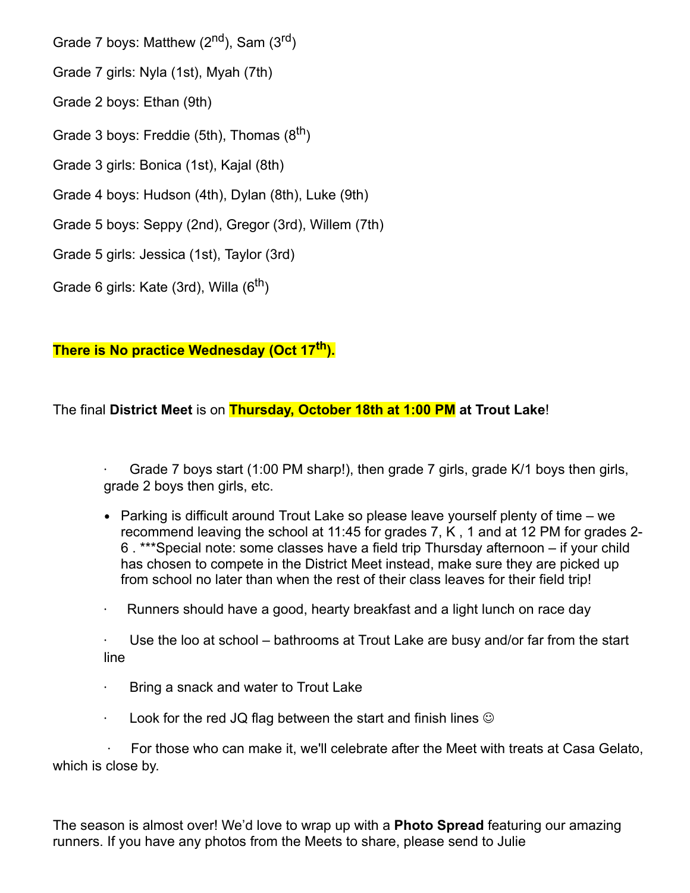Grade 7 boys: Matthew (2nd), Sam (3rd)

Grade 7 girls: Nyla (1st), Myah (7th)

Grade 2 boys: Ethan (9th)

Grade 3 boys: Freddie (5th), Thomas (8th)

Grade 3 girls: Bonica (1st), Kajal (8th)

Grade 4 boys: Hudson (4th), Dylan (8th), Luke (9th)

Grade 5 boys: Seppy (2nd), Gregor (3rd), Willem (7th)

Grade 5 girls: Jessica (1st), Taylor (3rd)

Grade 6 girls: Kate (3rd), Willa (6th)

**There is No practice Wednesday (Oct 17th).**

The final **District Meet** is on **Thursday, October 18th at 1:00 PM at Trout Lake**!

- Grade 7 boys start (1:00 PM sharp!), then grade 7 girls, grade K/1 boys then girls, grade 2 boys then girls, etc.
- Parking is difficult around Trout Lake so please leave yourself plenty of time – we recommend leaving the school at 11:45 for grades 7, K , 1 and at 12 PM for grades 2-6 . ***Special note: some classes have a field trip Thursday afternoon – if your child has chosen to compete in the District Meet instead, make sure they are picked up from school no later than when the rest of their class leaves for their field trip!
- Runners should have a good, hearty breakfast and a light lunch on race day
- Use the loo at school – bathrooms at Trout Lake are busy and/or far from the start line
- Bring a snack and water to Trout Lake
- Look for the red JQ flag between the start and finish lines ☺
- For those who can make it, we'll celebrate after the Meet with treats at Casa Gelato, which is close by.

The season is almost over! We'd love to wrap up with a **Photo Spread** featuring our amazing runners. If you have any photos from the Meets to share, please send to Julie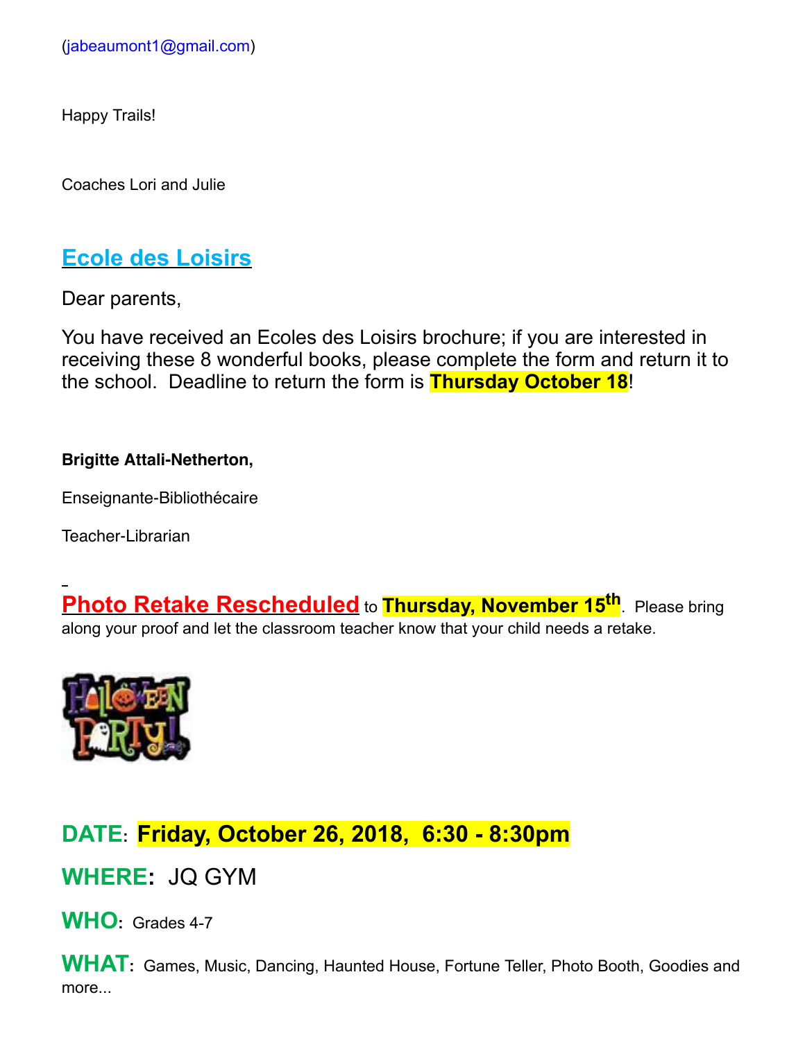(jabeaumont1@gmail.com)

Happy Trails!

Coaches Lori and Julie

## Ecole des Loisirs

Dear parents,

You have received an Ecoles des Loisirs brochure; if you are interested in receiving these 8 wonderful books, please complete the form and return it to the school. Deadline to return the form is **Thursday October 18**!

**Brigitte Attali-Netherton,**

Enseignante-Bibliothécaire

Teacher-Librarian

**Photo Retake Rescheduled** to **Thursday, November 15th**. Please bring along your proof and let the classroom teacher know that your child needs a retake.

**DATE**: **Friday, October 26, 2018, 6:30 - 8:30pm**

**WHERE**: JQ GYM

**WHO**: Grades 4-7

**WHAT**: Games, Music, Dancing, Haunted House, Fortune Teller, Photo Booth, Goodies and more...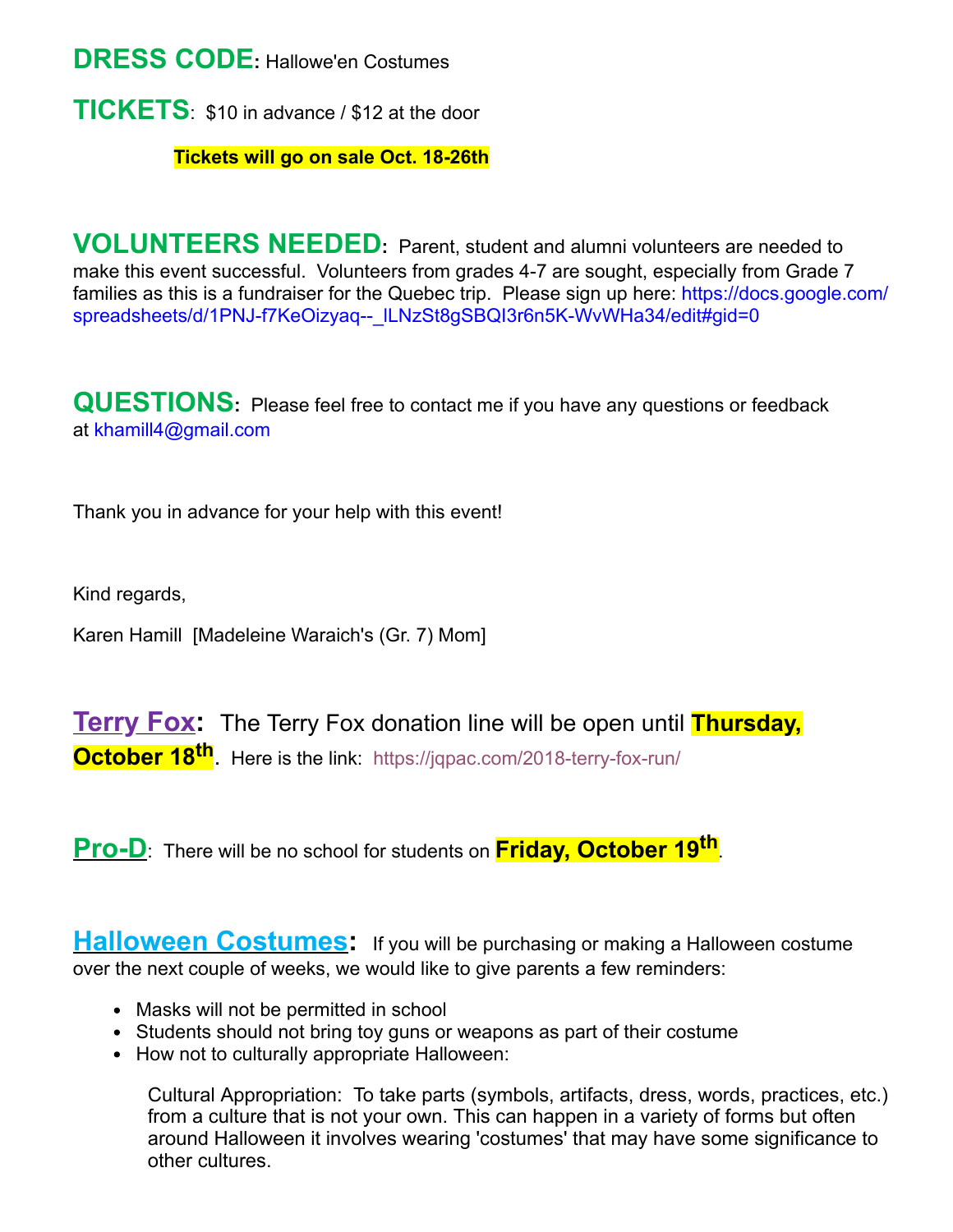**DRESS CODE:** Hallowe'en Costumes

**TICKETS**: $10 in advance / $12 at the door

**Tickets will go on sale Oct. 18-26th**

**VOLUNTEERS NEEDED:** Parent, student and alumni volunteers are needed to make this event successful. Volunteers from grades 4-7 are sought, especially from Grade 7 families as this is a fundraiser for the Quebec trip. Please sign up here: https://docs.google.com/spreadsheets/d/1PNJ-f7KeOizyaq--_lLNzSt8gSBQI3r6n5K-WvWHa34/edit#gid=0

**QUESTIONS:** Please feel free to contact me if you have any questions or feedback at khamill4@gmail.com

Thank you in advance for your help with this event!

Kind regards,

Karen Hamill [Madeleine Waraich's (Gr. 7) Mom]

## Terry Fox:

The Terry Fox donation line will be open until **Thursday, October 18th**. Here is the link: https://jqpac.com/2018-terry-fox-run/

## Pro-D:

There will be no school for students on **Friday, October 19th**.

## Halloween Costumes:

If you will be purchasing or making a Halloween costume over the next couple of weeks, we would like to give parents a few reminders:

- Masks will not be permitted in school
- Students should not bring toy guns or weapons as part of their costume
- How not to culturally appropriate Halloween:

  Cultural Appropriation: To take parts (symbols, artifacts, dress, words, practices, etc.) from a culture that is not your own. This can happen in a variety of forms but often around Halloween it involves wearing 'costumes' that may have some significance to other cultures.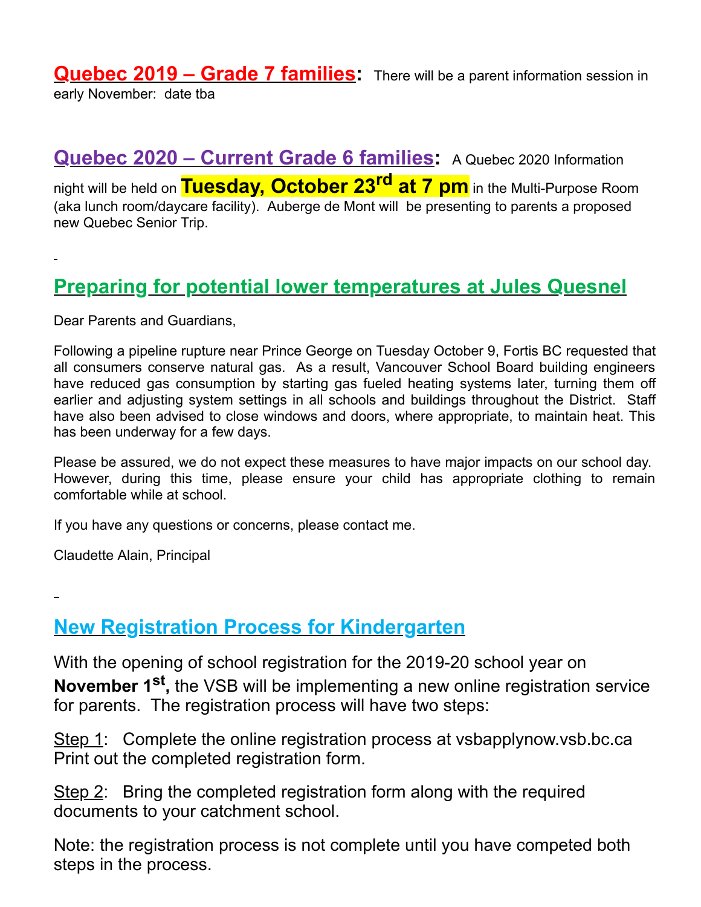**Quebec 2019 – Grade 7 families**: There will be a parent information session in early November: date tba

**Quebec 2020 – Current Grade 6 families**: A Quebec 2020 Information night will be held on **Tuesday, October 23rd at 7 pm** in the Multi-Purpose Room (aka lunch room/daycare facility). Auberge de Mont will be presenting to parents a proposed new Quebec Senior Trip.

## Preparing for potential lower temperatures at Jules Quesnel

Dear Parents and Guardians,

Following a pipeline rupture near Prince George on Tuesday October 9, Fortis BC requested that all consumers conserve natural gas. As a result, Vancouver School Board building engineers have reduced gas consumption by starting gas fueled heating systems later, turning them off earlier and adjusting system settings in all schools and buildings throughout the District. Staff have also been advised to close windows and doors, where appropriate, to maintain heat. This has been underway for a few days.

Please be assured, we do not expect these measures to have major impacts on our school day. However, during this time, please ensure your child has appropriate clothing to remain comfortable while at school.

If you have any questions or concerns, please contact me.

Claudette Alain, Principal

## New Registration Process for Kindergarten

With the opening of school registration for the 2019-20 school year on **November 1st,** the VSB will be implementing a new online registration service for parents. The registration process will have two steps:

Step 1: Complete the online registration process at vsbapplynow.vsb.bc.ca Print out the completed registration form.

Step 2: Bring the completed registration form along with the required documents to your catchment school.

Note: the registration process is not complete until you have competed both steps in the process.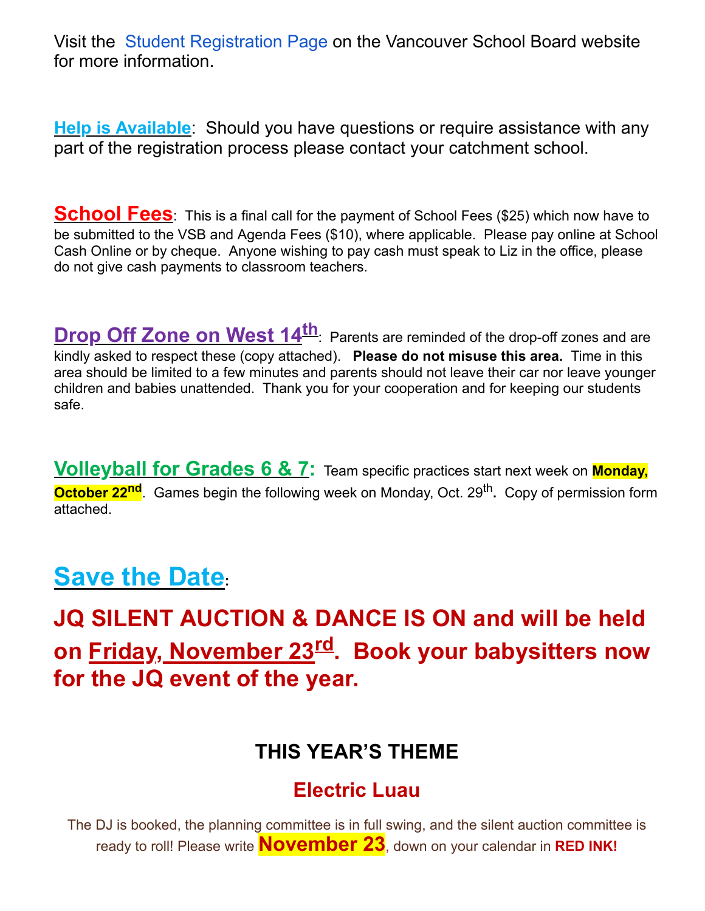Visit the Student Registration Page on the Vancouver School Board website for more information.

**Help is Available**: Should you have questions or require assistance with any part of the registration process please contact your catchment school.

**School Fees**: This is a final call for the payment of School Fees ($25) which now have to be submitted to the VSB and Agenda Fees ($10), where applicable. Please pay online at School Cash Online or by cheque. Anyone wishing to pay cash must speak to Liz in the office, please do not give cash payments to classroom teachers.

**Drop Off Zone on West 14th**: Parents are reminded of the drop-off zones and are kindly asked to respect these (copy attached). **Please do not misuse this area.** Time in this area should be limited to a few minutes and parents should not leave their car nor leave younger children and babies unattended. Thank you for your cooperation and for keeping our students safe.

**Volleyball for Grades 6 & 7:** Team specific practices start next week on **Monday, October 22nd**. Games begin the following week on Monday, Oct. 29th**.** Copy of permission form attached.

## Save the Date:

## JQ SILENT AUCTION & DANCE IS ON and will be held on Friday, November 23rd. Book your babysitters now for the JQ event of the year.

### THIS YEAR'S THEME

### Electric Luau

The DJ is booked, the planning committee is in full swing, and the silent auction committee is ready to roll! Please write **November 23**, down on your calendar in **RED INK!**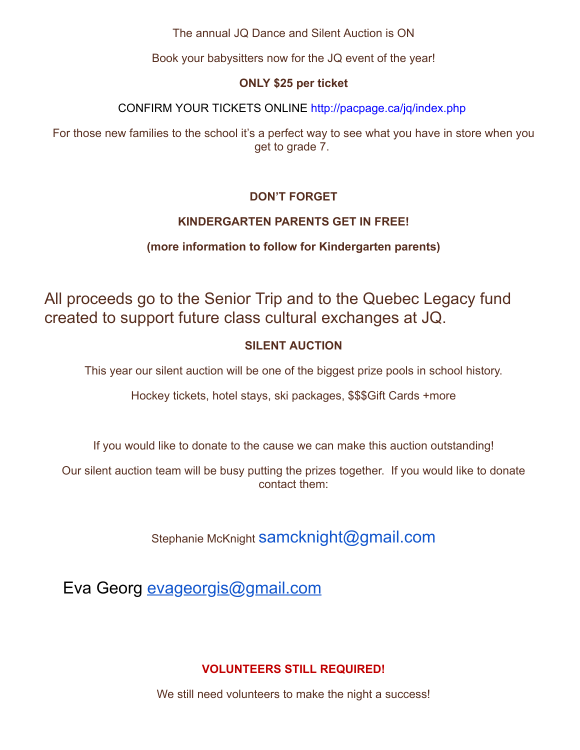The annual JQ Dance and Silent Auction is ON

Book your babysitters now for the JQ event of the year!

**ONLY $25 per ticket**

CONFIRM YOUR TICKETS ONLINE http://pacpage.ca/jq/index.php

For those new families to the school it's a perfect way to see what you have in store when you get to grade 7.

**DON'T FORGET**

**KINDERGARTEN PARENTS GET IN FREE!**

**(more information to follow for Kindergarten parents)**

All proceeds go to the Senior Trip and to the Quebec Legacy fund created to support future class cultural exchanges at JQ.

**SILENT AUCTION**

This year our silent auction will be one of the biggest prize pools in school history.

Hockey tickets, hotel stays, ski packages, $$$Gift Cards +more

If you would like to donate to the cause we can make this auction outstanding!

Our silent auction team will be busy putting the prizes together. If you would like to donate contact them:

Stephanie McKnight samcknight@gmail.com

Eva Georg evageorgis@gmail.com

**VOLUNTEERS STILL REQUIRED!**

We still need volunteers to make the night a success!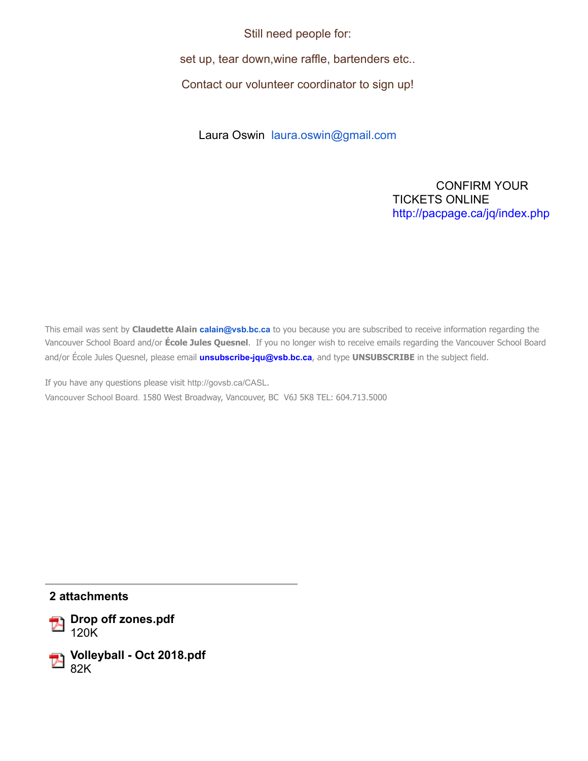Still need people for:

set up, tear down,wine raffle, bartenders etc..

Contact our volunteer coordinator to sign up!

Laura Oswin laura.oswin@gmail.com

CONFIRM YOUR TICKETS ONLINE
http://pacpage.ca/jq/index.php

This email was sent by **Claudette Alain** **calain@vsb.bc.ca** to you because you are subscribed to receive information regarding the Vancouver School Board and/or **École Jules Quesnel**. If you no longer wish to receive emails regarding the Vancouver School Board and/or École Jules Quesnel, please email **unsubscribe-jqu@vsb.bc.ca**, and type **UNSUBSCRIBE** in the subject field.

If you have any questions please visit http://govsb.ca/CASL.
Vancouver School Board. 1580 West Broadway, Vancouver, BC V6J 5K8 TEL: 604.713.5000

**2 attachments**

**Drop off zones.pdf**
120K

**Volleyball - Oct 2018.pdf**
82K